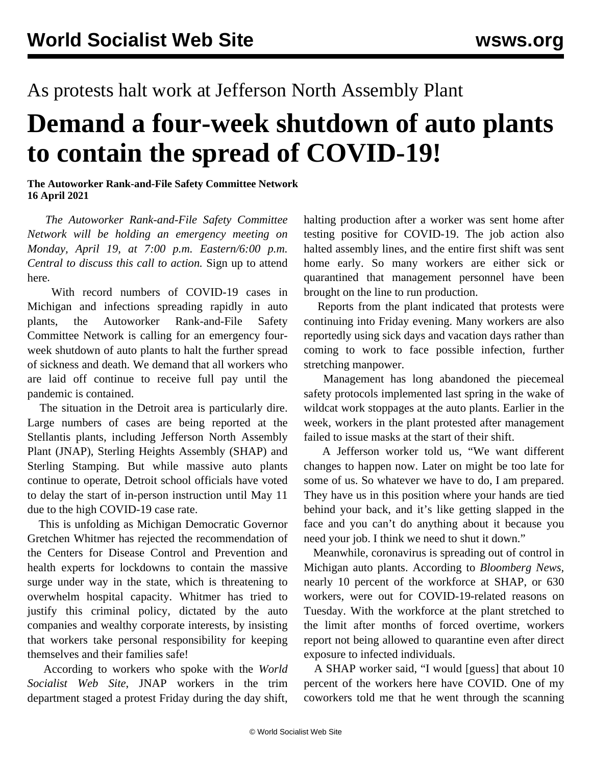As protests halt work at Jefferson North Assembly Plant

# Demand a four-week shutdown of auto plants to contain the spread of COVID-19!

**The Autoworker Rank-and-File Safety Committee Network**
**16 April 2021**

*The Autoworker Rank-and-File Safety Committee Network will be holding an emergency meeting on Monday, April 19, at 7:00 p.m. Eastern/6:00 p.m. Central to discuss this call to action.* Sign up to attend here.

With record numbers of COVID-19 cases in Michigan and infections spreading rapidly in auto plants, the Autoworker Rank-and-File Safety Committee Network is calling for an emergency four-week shutdown of auto plants to halt the further spread of sickness and death. We demand that all workers who are laid off continue to receive full pay until the pandemic is contained.

The situation in the Detroit area is particularly dire. Large numbers of cases are being reported at the Stellantis plants, including Jefferson North Assembly Plant (JNAP), Sterling Heights Assembly (SHAP) and Sterling Stamping. But while massive auto plants continue to operate, Detroit school officials have voted to delay the start of in-person instruction until May 11 due to the high COVID-19 case rate.

This is unfolding as Michigan Democratic Governor Gretchen Whitmer has rejected the recommendation of the Centers for Disease Control and Prevention and health experts for lockdowns to contain the massive surge under way in the state, which is threatening to overwhelm hospital capacity. Whitmer has tried to justify this criminal policy, dictated by the auto companies and wealthy corporate interests, by insisting that workers take personal responsibility for keeping themselves and their families safe!

According to workers who spoke with the *World Socialist Web Site*, JNAP workers in the trim department staged a protest Friday during the day shift, halting production after a worker was sent home after testing positive for COVID-19. The job action also halted assembly lines, and the entire first shift was sent home early. So many workers are either sick or quarantined that management personnel have been brought on the line to run production.

Reports from the plant indicated that protests were continuing into Friday evening. Many workers are also reportedly using sick days and vacation days rather than coming to work to face possible infection, further stretching manpower.

Management has long abandoned the piecemeal safety protocols implemented last spring in the wake of wildcat work stoppages at the auto plants. Earlier in the week, workers in the plant protested after management failed to issue masks at the start of their shift.

A Jefferson worker told us, "We want different changes to happen now. Later on might be too late for some of us. So whatever we have to do, I am prepared. They have us in this position where your hands are tied behind your back, and it's like getting slapped in the face and you can't do anything about it because you need your job. I think we need to shut it down."

Meanwhile, coronavirus is spreading out of control in Michigan auto plants. According to *Bloomberg News*, nearly 10 percent of the workforce at SHAP, or 630 workers, were out for COVID-19-related reasons on Tuesday. With the workforce at the plant stretched to the limit after months of forced overtime, workers report not being allowed to quarantine even after direct exposure to infected individuals.

A SHAP worker said, "I would [guess] that about 10 percent of the workers here have COVID. One of my coworkers told me that he went through the scanning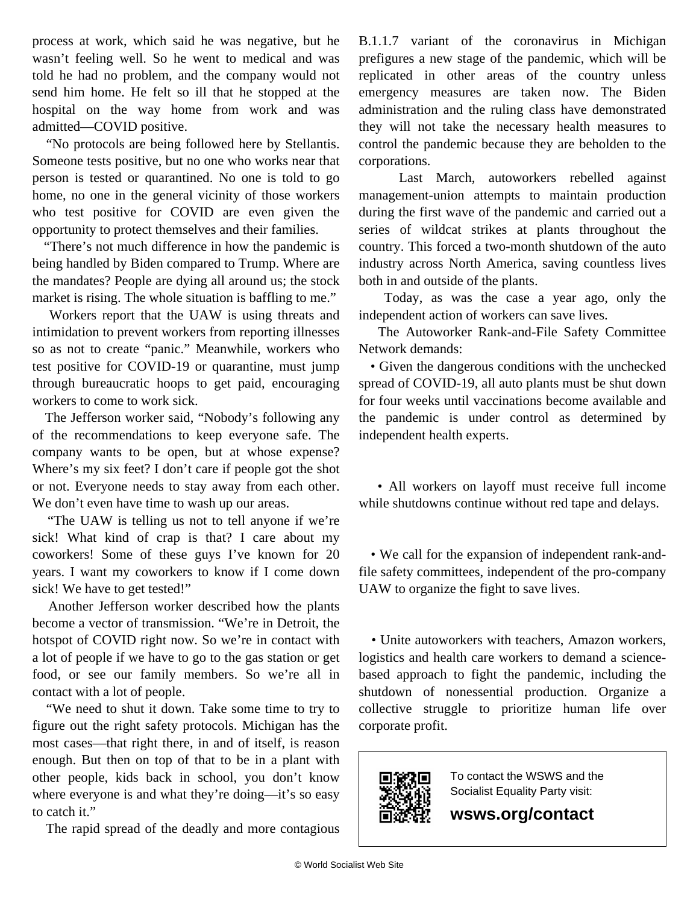process at work, which said he was negative, but he wasn't feeling well. So he went to medical and was told he had no problem, and the company would not send him home. He felt so ill that he stopped at the hospital on the way home from work and was admitted—COVID positive.

"No protocols are being followed here by Stellantis. Someone tests positive, but no one who works near that person is tested or quarantined. No one is told to go home, no one in the general vicinity of those workers who test positive for COVID are even given the opportunity to protect themselves and their families.

"There's not much difference in how the pandemic is being handled by Biden compared to Trump. Where are the mandates? People are dying all around us; the stock market is rising. The whole situation is baffling to me."

Workers report that the UAW is using threats and intimidation to prevent workers from reporting illnesses so as not to create "panic." Meanwhile, workers who test positive for COVID-19 or quarantine, must jump through bureaucratic hoops to get paid, encouraging workers to come to work sick.

The Jefferson worker said, "Nobody's following any of the recommendations to keep everyone safe. The company wants to be open, but at whose expense? Where's my six feet? I don't care if people got the shot or not. Everyone needs to stay away from each other. We don't even have time to wash up our areas.

"The UAW is telling us not to tell anyone if we're sick! What kind of crap is that? I care about my coworkers! Some of these guys I've known for 20 years. I want my coworkers to know if I come down sick! We have to get tested!"

Another Jefferson worker described how the plants become a vector of transmission. "We're in Detroit, the hotspot of COVID right now. So we're in contact with a lot of people if we have to go to the gas station or get food, or see our family members. So we're all in contact with a lot of people.

"We need to shut it down. Take some time to try to figure out the right safety protocols. Michigan has the most cases—that right there, in and of itself, is reason enough. But then on top of that to be in a plant with other people, kids back in school, you don't know where everyone is and what they're doing—it's so easy to catch it."

The rapid spread of the deadly and more contagious B.1.1.7 variant of the coronavirus in Michigan prefigures a new stage of the pandemic, which will be replicated in other areas of the country unless emergency measures are taken now. The Biden administration and the ruling class have demonstrated they will not take the necessary health measures to control the pandemic because they are beholden to the corporations.

Last March, autoworkers rebelled against management-union attempts to maintain production during the first wave of the pandemic and carried out a series of wildcat strikes at plants throughout the country. This forced a two-month shutdown of the auto industry across North America, saving countless lives both in and outside of the plants.

Today, as was the case a year ago, only the independent action of workers can save lives.

The Autoworker Rank-and-File Safety Committee Network demands:

• Given the dangerous conditions with the unchecked spread of COVID-19, all auto plants must be shut down for four weeks until vaccinations become available and the pandemic is under control as determined by independent health experts.

• All workers on layoff must receive full income while shutdowns continue without red tape and delays.

• We call for the expansion of independent rank-and-file safety committees, independent of the pro-company UAW to organize the fight to save lives.

• Unite autoworkers with teachers, Amazon workers, logistics and health care workers to demand a science-based approach to fight the pandemic, including the shutdown of nonessential production. Organize a collective struggle to prioritize human life over corporate profit.

To contact the WSWS and the Socialist Equality Party visit:

**wsws.org/contact**